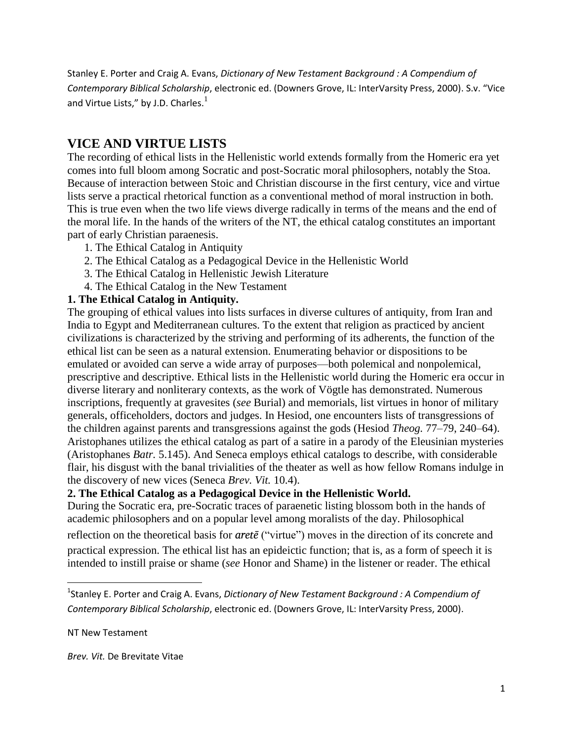Stanley E. Porter and Craig A. Evans, *Dictionary of New Testament Background : A Compendium of Contemporary Biblical Scholarship*, electronic ed. (Downers Grove, IL: InterVarsity Press, 2000). S.v. "Vice and Virtue Lists," by J.D. Charles.[1]

# VICE AND VIRTUE LISTS

The recording of ethical lists in the Hellenistic world extends formally from the Homeric era yet comes into full bloom among Socratic and post-Socratic moral philosophers, notably the Stoa. Because of interaction between Stoic and Christian discourse in the first century, vice and virtue lists serve a practical rhetorical function as a conventional method of moral instruction in both. This is true even when the two life views diverge radically in terms of the means and the end of the moral life. In the hands of the writers of the NT, the ethical catalog constitutes an important part of early Christian paraenesis.

1. The Ethical Catalog in Antiquity
2. The Ethical Catalog as a Pedagogical Device in the Hellenistic World
3. The Ethical Catalog in Hellenistic Jewish Literature
4. The Ethical Catalog in the New Testament

**1. The Ethical Catalog in Antiquity.**

The grouping of ethical values into lists surfaces in diverse cultures of antiquity, from Iran and India to Egypt and Mediterranean cultures. To the extent that religion as practiced by ancient civilizations is characterized by the striving and performing of its adherents, the function of the ethical list can be seen as a natural extension. Enumerating behavior or dispositions to be emulated or avoided can serve a wide array of purposes—both polemical and nonpolemical, prescriptive and descriptive. Ethical lists in the Hellenistic world during the Homeric era occur in diverse literary and nonliterary contexts, as the work of Vögtle has demonstrated. Numerous inscriptions, frequently at gravesites (*see* Burial) and memorials, list virtues in honor of military generals, officeholders, doctors and judges. In Hesiod, one encounters lists of transgressions of the children against parents and transgressions against the gods (Hesiod *Theog.* 77–79, 240–64). Aristophanes utilizes the ethical catalog as part of a satire in a parody of the Eleusinian mysteries (Aristophanes *Batr.* 5.145). And Seneca employs ethical catalogs to describe, with considerable flair, his disgust with the banal trivialities of the theater as well as how fellow Romans indulge in the discovery of new vices (Seneca *Brev. Vit.* 10.4).

**2. The Ethical Catalog as a Pedagogical Device in the Hellenistic World.**

During the Socratic era, pre-Socratic traces of paraenetic listing blossom both in the hands of academic philosophers and on a popular level among moralists of the day. Philosophical reflection on the theoretical basis for ***aretē*** ("virtue") moves in the direction of its concrete and practical expression. The ethical list has an epideictic function; that is, as a form of speech it is intended to instill praise or shame (*see* Honor and Shame) in the listener or reader. The ethical

---

[1]Stanley E. Porter and Craig A. Evans, *Dictionary of New Testament Background : A Compendium of Contemporary Biblical Scholarship*, electronic ed. (Downers Grove, IL: InterVarsity Press, 2000).

NT New Testament

*Brev. Vit.* De Brevitate Vitae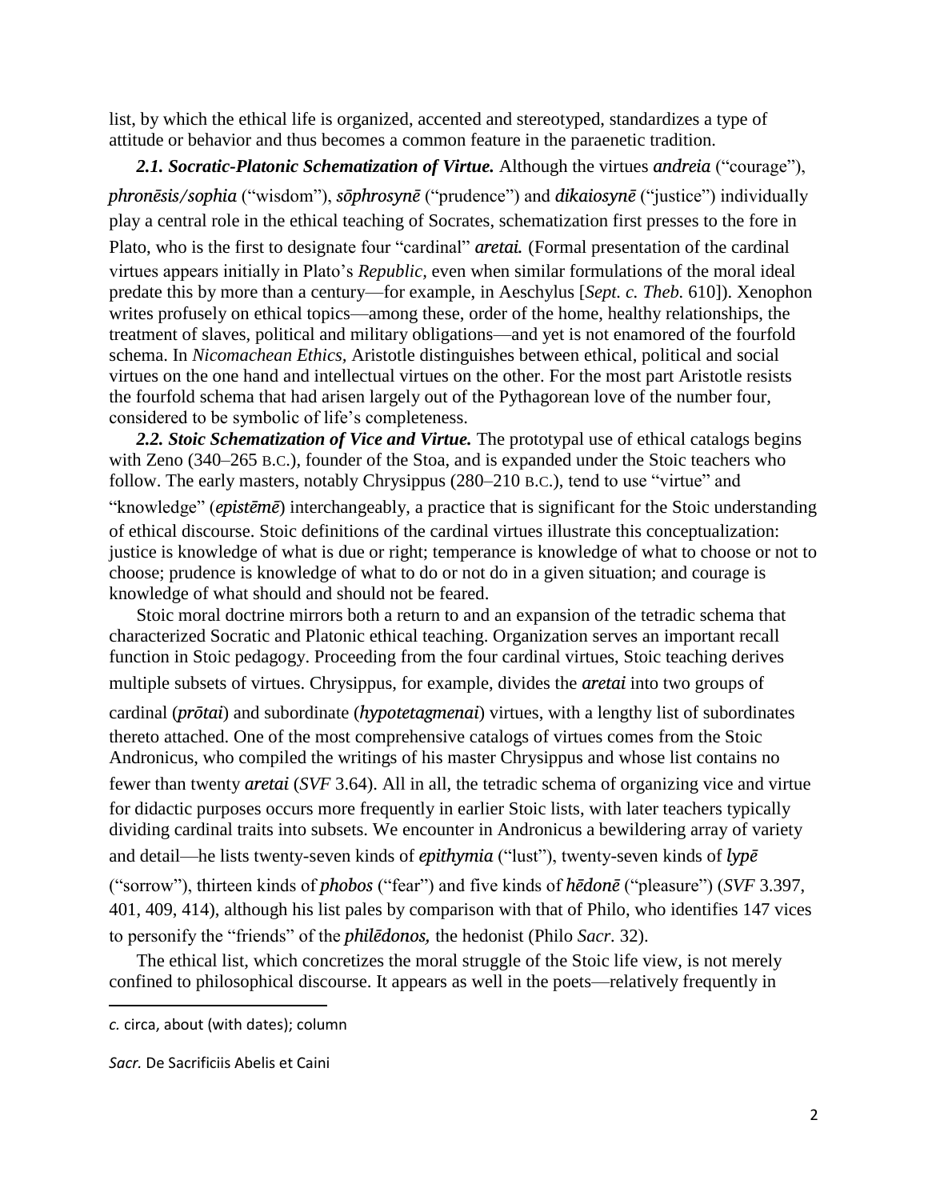list, by which the ethical life is organized, accented and stereotyped, standardizes a type of attitude or behavior and thus becomes a common feature in the paraenetic tradition.

***2.1. Socratic-Platonic Schematization of Virtue.*** Although the virtues ***andreia*** ("courage"), ***phronēsis/sophia*** ("wisdom"), ***sōphrosynē*** ("prudence") and ***dikaiosynē*** ("justice") individually play a central role in the ethical teaching of Socrates, schematization first presses to the fore in Plato, who is the first to designate four "cardinal" ***aretai.*** (Formal presentation of the cardinal virtues appears initially in Plato's *Republic*, even when similar formulations of the moral ideal predate this by more than a century—for example, in Aeschylus [*Sept. c. Theb.* 610]). Xenophon writes profusely on ethical topics—among these, order of the home, healthy relationships, the treatment of slaves, political and military obligations—and yet is not enamored of the fourfold schema. In *Nicomachean Ethics,* Aristotle distinguishes between ethical, political and social virtues on the one hand and intellectual virtues on the other. For the most part Aristotle resists the fourfold schema that had arisen largely out of the Pythagorean love of the number four, considered to be symbolic of life's completeness.

***2.2. Stoic Schematization of Vice and Virtue.*** The prototypal use of ethical catalogs begins with Zeno (340–265 B.C.), founder of the Stoa, and is expanded under the Stoic teachers who follow. The early masters, notably Chrysippus (280–210 B.C.), tend to use "virtue" and "knowledge" (***epistēmē***) interchangeably, a practice that is significant for the Stoic understanding of ethical discourse. Stoic definitions of the cardinal virtues illustrate this conceptualization: justice is knowledge of what is due or right; temperance is knowledge of what to choose or not to choose; prudence is knowledge of what to do or not do in a given situation; and courage is knowledge of what should and should not be feared.

Stoic moral doctrine mirrors both a return to and an expansion of the tetradic schema that characterized Socratic and Platonic ethical teaching. Organization serves an important recall function in Stoic pedagogy. Proceeding from the four cardinal virtues, Stoic teaching derives multiple subsets of virtues. Chrysippus, for example, divides the ***aretai*** into two groups of cardinal (***prōtai***) and subordinate (***hypotetagmenai***) virtues, with a lengthy list of subordinates thereto attached. One of the most comprehensive catalogs of virtues comes from the Stoic Andronicus, who compiled the writings of his master Chrysippus and whose list contains no fewer than twenty ***aretai*** (*SVF* 3.64). All in all, the tetradic schema of organizing vice and virtue for didactic purposes occurs more frequently in earlier Stoic lists, with later teachers typically dividing cardinal traits into subsets. We encounter in Andronicus a bewildering array of variety and detail—he lists twenty-seven kinds of ***epithymia*** ("lust"), twenty-seven kinds of ***lypē*** ("sorrow"), thirteen kinds of ***phobos*** ("fear") and five kinds of ***hēdonē*** ("pleasure") (*SVF* 3.397, 401, 409, 414), although his list pales by comparison with that of Philo, who identifies 147 vices to personify the "friends" of the ***philēdonos,*** the hedonist (Philo *Sacr.* 32).

The ethical list, which concretizes the moral struggle of the Stoic life view, is not merely confined to philosophical discourse. It appears as well in the poets—relatively frequently in

---

*c.* circa, about (with dates); column

*Sacr.* De Sacrificiis Abelis et Caini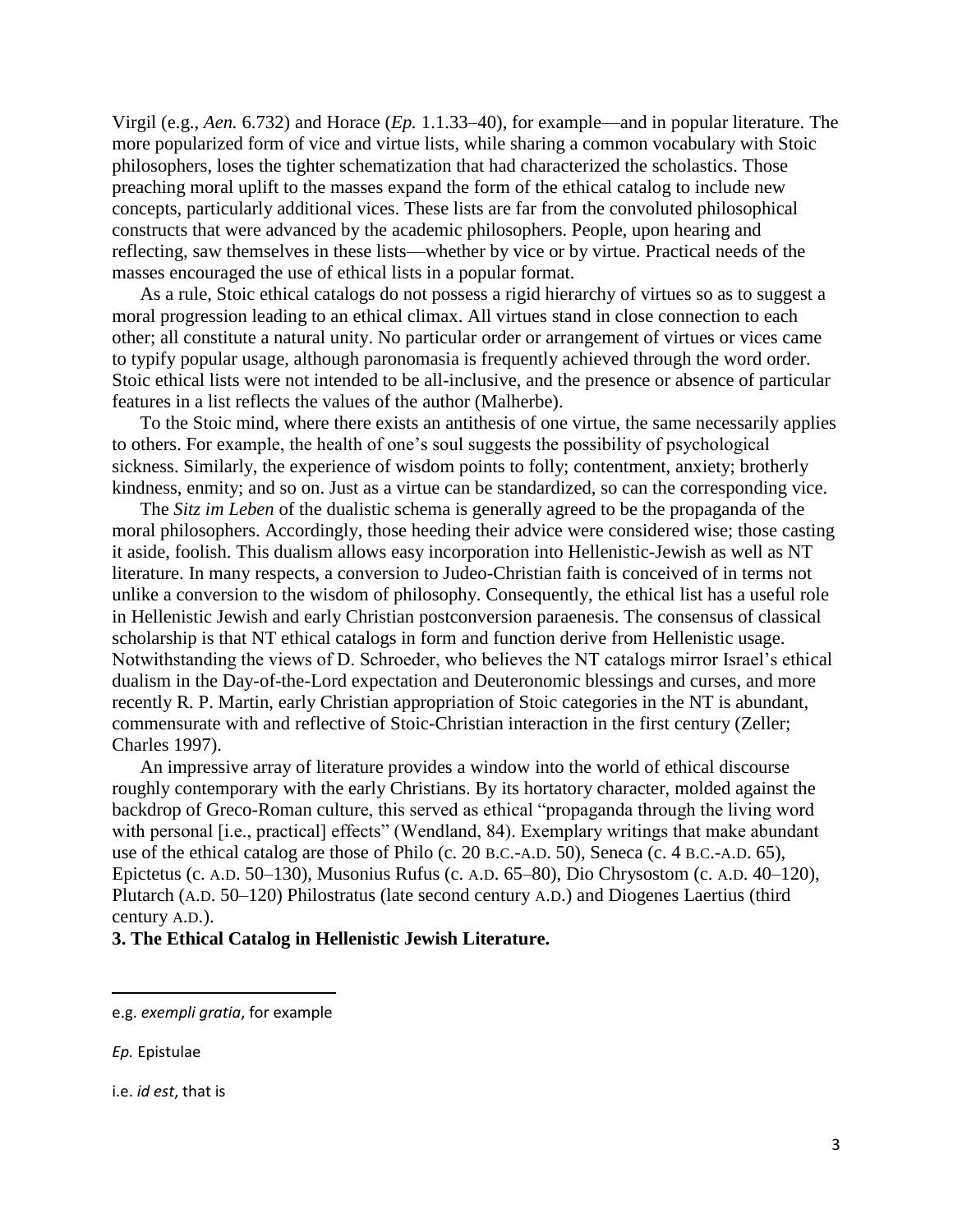Virgil (e.g., *Aen.* 6.732) and Horace (*Ep.* 1.1.33–40), for example—and in popular literature. The more popularized form of vice and virtue lists, while sharing a common vocabulary with Stoic philosophers, loses the tighter schematization that had characterized the scholastics. Those preaching moral uplift to the masses expand the form of the ethical catalog to include new concepts, particularly additional vices. These lists are far from the convoluted philosophical constructs that were advanced by the academic philosophers. People, upon hearing and reflecting, saw themselves in these lists—whether by vice or by virtue. Practical needs of the masses encouraged the use of ethical lists in a popular format.

As a rule, Stoic ethical catalogs do not possess a rigid hierarchy of virtues so as to suggest a moral progression leading to an ethical climax. All virtues stand in close connection to each other; all constitute a natural unity. No particular order or arrangement of virtues or vices came to typify popular usage, although paronomasia is frequently achieved through the word order. Stoic ethical lists were not intended to be all-inclusive, and the presence or absence of particular features in a list reflects the values of the author (Malherbe).

To the Stoic mind, where there exists an antithesis of one virtue, the same necessarily applies to others. For example, the health of one's soul suggests the possibility of psychological sickness. Similarly, the experience of wisdom points to folly; contentment, anxiety; brotherly kindness, enmity; and so on. Just as a virtue can be standardized, so can the corresponding vice.

The *Sitz im Leben* of the dualistic schema is generally agreed to be the propaganda of the moral philosophers. Accordingly, those heeding their advice were considered wise; those casting it aside, foolish. This dualism allows easy incorporation into Hellenistic-Jewish as well as NT literature. In many respects, a conversion to Judeo-Christian faith is conceived of in terms not unlike a conversion to the wisdom of philosophy. Consequently, the ethical list has a useful role in Hellenistic Jewish and early Christian postconversion paraenesis. The consensus of classical scholarship is that NT ethical catalogs in form and function derive from Hellenistic usage. Notwithstanding the views of D. Schroeder, who believes the NT catalogs mirror Israel's ethical dualism in the Day-of-the-Lord expectation and Deuteronomic blessings and curses, and more recently R. P. Martin, early Christian appropriation of Stoic categories in the NT is abundant, commensurate with and reflective of Stoic-Christian interaction in the first century (Zeller; Charles 1997).

An impressive array of literature provides a window into the world of ethical discourse roughly contemporary with the early Christians. By its hortatory character, molded against the backdrop of Greco-Roman culture, this served as ethical "propaganda through the living word with personal [i.e., practical] effects" (Wendland, 84). Exemplary writings that make abundant use of the ethical catalog are those of Philo (c. 20 B.C.-A.D. 50), Seneca (c. 4 B.C.-A.D. 65), Epictetus (c. A.D. 50–130), Musonius Rufus (c. A.D. 65–80), Dio Chrysostom (c. A.D. 40–120), Plutarch (A.D. 50–120) Philostratus (late second century A.D.) and Diogenes Laertius (third century A.D.).

**3. The Ethical Catalog in Hellenistic Jewish Literature.**

---

e.g. *exempli gratia*, for example

*Ep.* Epistulae

i.e. *id est*, that is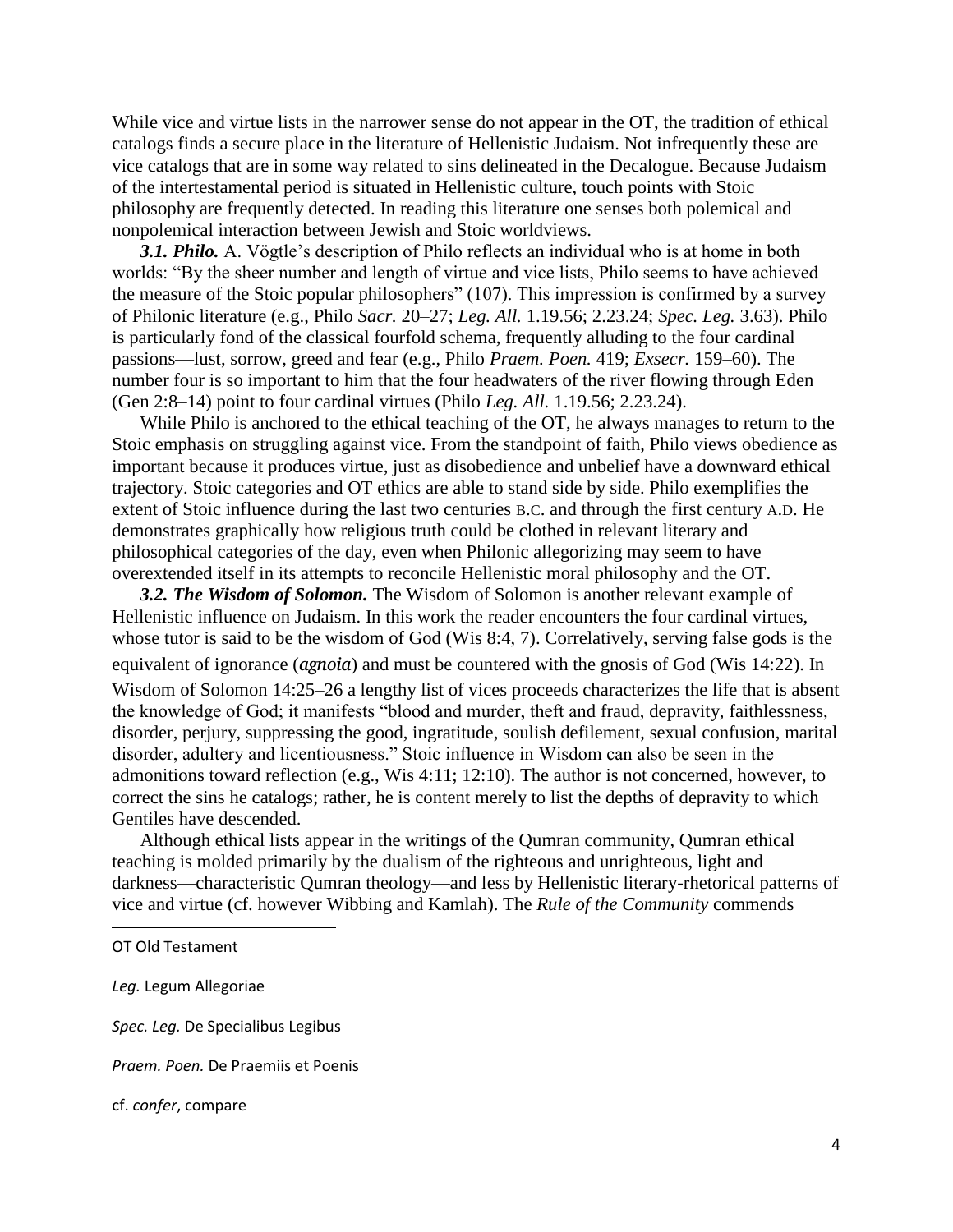While vice and virtue lists in the narrower sense do not appear in the OT, the tradition of ethical catalogs finds a secure place in the literature of Hellenistic Judaism. Not infrequently these are vice catalogs that are in some way related to sins delineated in the Decalogue. Because Judaism of the intertestamental period is situated in Hellenistic culture, touch points with Stoic philosophy are frequently detected. In reading this literature one senses both polemical and nonpolemical interaction between Jewish and Stoic worldviews.

***3.1. Philo.*** A. Vögtle's description of Philo reflects an individual who is at home in both worlds: "By the sheer number and length of virtue and vice lists, Philo seems to have achieved the measure of the Stoic popular philosophers" (107). This impression is confirmed by a survey of Philonic literature (e.g., Philo *Sacr.* 20–27; *Leg. All.* 1.19.56; 2.23.24; *Spec. Leg.* 3.63). Philo is particularly fond of the classical fourfold schema, frequently alluding to the four cardinal passions—lust, sorrow, greed and fear (e.g., Philo *Praem. Poen.* 419; *Exsecr.* 159–60). The number four is so important to him that the four headwaters of the river flowing through Eden (Gen 2:8–14) point to four cardinal virtues (Philo *Leg. All.* 1.19.56; 2.23.24).

While Philo is anchored to the ethical teaching of the OT, he always manages to return to the Stoic emphasis on struggling against vice. From the standpoint of faith, Philo views obedience as important because it produces virtue, just as disobedience and unbelief have a downward ethical trajectory. Stoic categories and OT ethics are able to stand side by side. Philo exemplifies the extent of Stoic influence during the last two centuries B.C. and through the first century A.D. He demonstrates graphically how religious truth could be clothed in relevant literary and philosophical categories of the day, even when Philonic allegorizing may seem to have overextended itself in its attempts to reconcile Hellenistic moral philosophy and the OT.

***3.2. The Wisdom of Solomon.*** The Wisdom of Solomon is another relevant example of Hellenistic influence on Judaism. In this work the reader encounters the four cardinal virtues, whose tutor is said to be the wisdom of God (Wis 8:4, 7). Correlatively, serving false gods is the equivalent of ignorance (*agnoia*) and must be countered with the gnosis of God (Wis 14:22). In Wisdom of Solomon 14:25–26 a lengthy list of vices proceeds characterizes the life that is absent the knowledge of God; it manifests "blood and murder, theft and fraud, depravity, faithlessness, disorder, perjury, suppressing the good, ingratitude, soulish defilement, sexual confusion, marital disorder, adultery and licentiousness." Stoic influence in Wisdom can also be seen in the admonitions toward reflection (e.g., Wis 4:11; 12:10). The author is not concerned, however, to correct the sins he catalogs; rather, he is content merely to list the depths of depravity to which Gentiles have descended.

Although ethical lists appear in the writings of the Qumran community, Qumran ethical teaching is molded primarily by the dualism of the righteous and unrighteous, light and darkness—characteristic Qumran theology—and less by Hellenistic literary-rhetorical patterns of vice and virtue (cf. however Wibbing and Kamlah). The *Rule of the Community* commends

---

OT Old Testament

*Leg.* Legum Allegoriae

*Spec. Leg.* De Specialibus Legibus

*Praem. Poen.* De Praemiis et Poenis

cf. *confer*, compare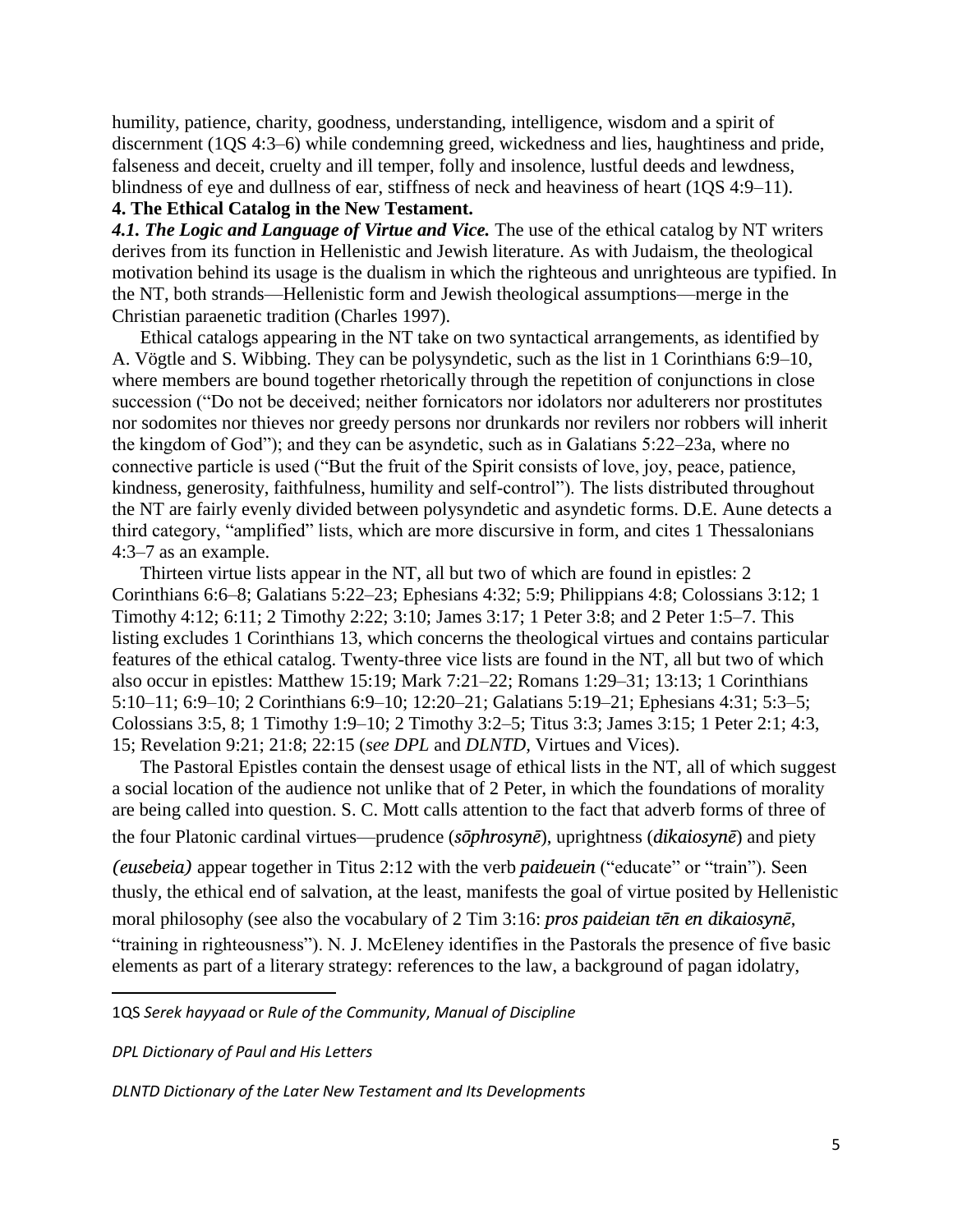humility, patience, charity, goodness, understanding, intelligence, wisdom and a spirit of discernment (1QS 4:3–6) while condemning greed, wickedness and lies, haughtiness and pride, falseness and deceit, cruelty and ill temper, folly and insolence, lustful deeds and lewdness, blindness of eye and dullness of ear, stiffness of neck and heaviness of heart (1QS 4:9–11).

**4. The Ethical Catalog in the New Testament.**

***4.1. The Logic and Language of Virtue and Vice.*** The use of the ethical catalog by NT writers derives from its function in Hellenistic and Jewish literature. As with Judaism, the theological motivation behind its usage is the dualism in which the righteous and unrighteous are typified. In the NT, both strands—Hellenistic form and Jewish theological assumptions—merge in the Christian paraenetic tradition (Charles 1997).

Ethical catalogs appearing in the NT take on two syntactical arrangements, as identified by A. Vögtle and S. Wibbing. They can be polysyndetic, such as the list in 1 Corinthians 6:9–10, where members are bound together rhetorically through the repetition of conjunctions in close succession ("Do not be deceived; neither fornicators nor idolators nor adulterers nor prostitutes nor sodomites nor thieves nor greedy persons nor drunkards nor revilers nor robbers will inherit the kingdom of God"); and they can be asyndetic, such as in Galatians 5:22–23a, where no connective particle is used ("But the fruit of the Spirit consists of love, joy, peace, patience, kindness, generosity, faithfulness, humility and self-control"). The lists distributed throughout the NT are fairly evenly divided between polysyndetic and asyndetic forms. D.E. Aune detects a third category, "amplified" lists, which are more discursive in form, and cites 1 Thessalonians 4:3–7 as an example.

Thirteen virtue lists appear in the NT, all but two of which are found in epistles: 2 Corinthians 6:6–8; Galatians 5:22–23; Ephesians 4:32; 5:9; Philippians 4:8; Colossians 3:12; 1 Timothy 4:12; 6:11; 2 Timothy 2:22; 3:10; James 3:17; 1 Peter 3:8; and 2 Peter 1:5–7. This listing excludes 1 Corinthians 13, which concerns the theological virtues and contains particular features of the ethical catalog. Twenty-three vice lists are found in the NT, all but two of which also occur in epistles: Matthew 15:19; Mark 7:21–22; Romans 1:29–31; 13:13; 1 Corinthians 5:10–11; 6:9–10; 2 Corinthians 6:9–10; 12:20–21; Galatians 5:19–21; Ephesians 4:31; 5:3–5; Colossians 3:5, 8; 1 Timothy 1:9–10; 2 Timothy 3:2–5; Titus 3:3; James 3:15; 1 Peter 2:1; 4:3, 15; Revelation 9:21; 21:8; 22:15 (*see DPL* and *DLNTD*, Virtues and Vices).

The Pastoral Epistles contain the densest usage of ethical lists in the NT, all of which suggest a social location of the audience not unlike that of 2 Peter, in which the foundations of morality are being called into question. S. C. Mott calls attention to the fact that adverb forms of three of the four Platonic cardinal virtues—prudence (*sōphrosynē*), uprightness (*dikaiosynē*) and piety *(eusebeia)* appear together in Titus 2:12 with the verb *paideuein* ("educate" or "train"). Seen thusly, the ethical end of salvation, at the least, manifests the goal of virtue posited by Hellenistic moral philosophy (see also the vocabulary of 2 Tim 3:16: *pros paideian tēn en dikaiosynē*, "training in righteousness"). N. J. McEleney identifies in the Pastorals the presence of five basic elements as part of a literary strategy: references to the law, a background of pagan idolatry,

---

1QS *Serek hayyaad* or *Rule of the Community, Manual of Discipline*

*DPL Dictionary of Paul and His Letters*

*DLNTD Dictionary of the Later New Testament and Its Developments*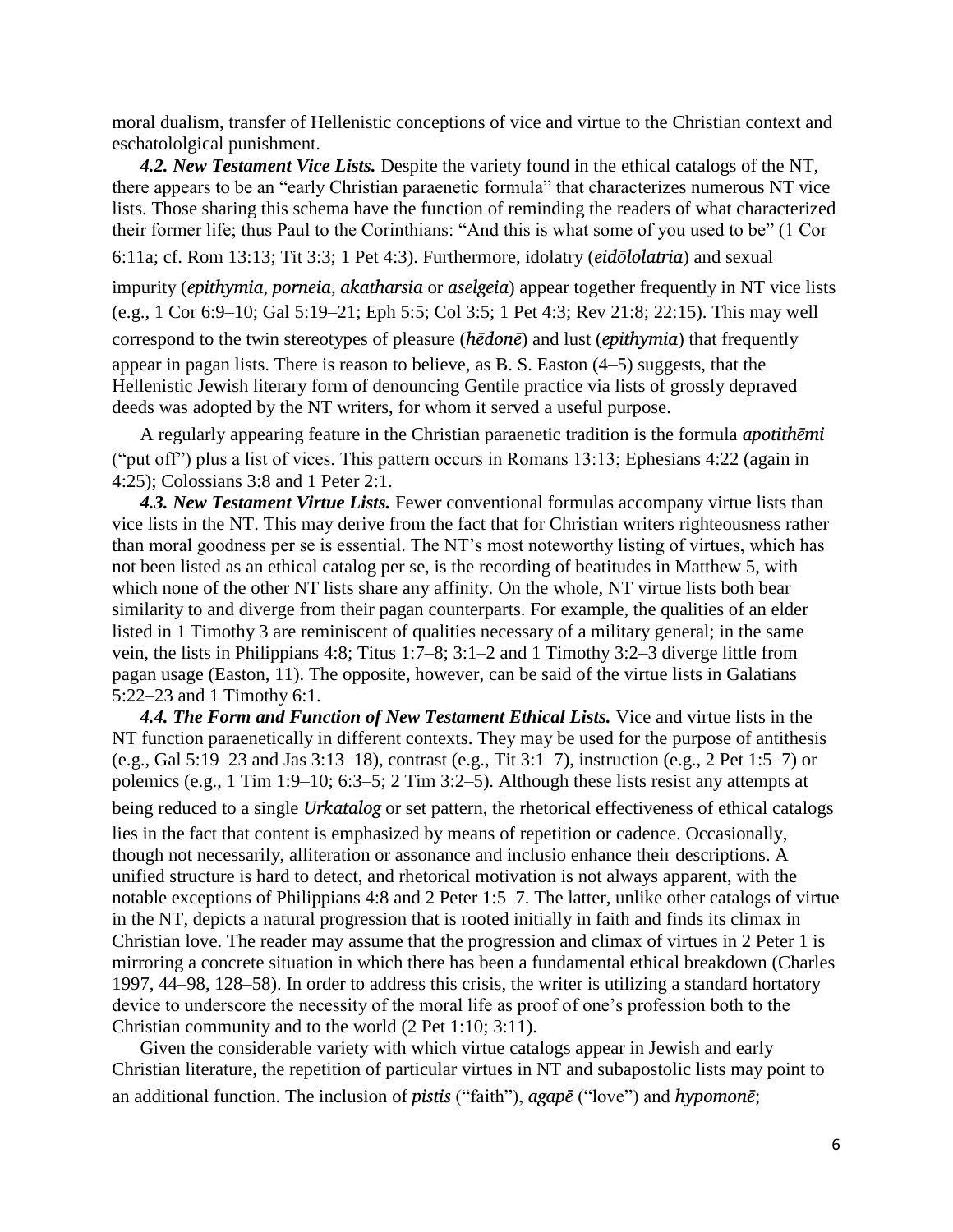moral dualism, transfer of Hellenistic conceptions of vice and virtue to the Christian context and eschatololgical punishment.

***4.2. New Testament Vice Lists.*** Despite the variety found in the ethical catalogs of the NT, there appears to be an "early Christian paraenetic formula" that characterizes numerous NT vice lists. Those sharing this schema have the function of reminding the readers of what characterized their former life; thus Paul to the Corinthians: "And this is what some of you used to be" (1 Cor 6:11a; cf. Rom 13:13; Tit 3:3; 1 Pet 4:3). Furthermore, idolatry (***eidōlolatria***) and sexual impurity (***epithymia***, ***porneia***, ***akatharsia*** or ***aselgeia***) appear together frequently in NT vice lists (e.g., 1 Cor 6:9–10; Gal 5:19–21; Eph 5:5; Col 3:5; 1 Pet 4:3; Rev 21:8; 22:15). This may well correspond to the twin stereotypes of pleasure (***hēdonē***) and lust (***epithymia***) that frequently appear in pagan lists. There is reason to believe, as B. S. Easton (4–5) suggests, that the Hellenistic Jewish literary form of denouncing Gentile practice via lists of grossly depraved deeds was adopted by the NT writers, for whom it served a useful purpose.

A regularly appearing feature in the Christian paraenetic tradition is the formula ***apotithēmi*** ("put off") plus a list of vices. This pattern occurs in Romans 13:13; Ephesians 4:22 (again in 4:25); Colossians 3:8 and 1 Peter 2:1.

***4.3. New Testament Virtue Lists.*** Fewer conventional formulas accompany virtue lists than vice lists in the NT. This may derive from the fact that for Christian writers righteousness rather than moral goodness per se is essential. The NT's most noteworthy listing of virtues, which has not been listed as an ethical catalog per se, is the recording of beatitudes in Matthew 5, with which none of the other NT lists share any affinity. On the whole, NT virtue lists both bear similarity to and diverge from their pagan counterparts. For example, the qualities of an elder listed in 1 Timothy 3 are reminiscent of qualities necessary of a military general; in the same vein, the lists in Philippians 4:8; Titus 1:7–8; 3:1–2 and 1 Timothy 3:2–3 diverge little from pagan usage (Easton, 11). The opposite, however, can be said of the virtue lists in Galatians 5:22–23 and 1 Timothy 6:1.

***4.4. The Form and Function of New Testament Ethical Lists.*** Vice and virtue lists in the NT function paraenetically in different contexts. They may be used for the purpose of antithesis (e.g., Gal 5:19–23 and Jas 3:13–18), contrast (e.g., Tit 3:1–7), instruction (e.g., 2 Pet 1:5–7) or polemics (e.g., 1 Tim 1:9–10; 6:3–5; 2 Tim 3:2–5). Although these lists resist any attempts at being reduced to a single ***Urkatalog*** or set pattern, the rhetorical effectiveness of ethical catalogs lies in the fact that content is emphasized by means of repetition or cadence. Occasionally, though not necessarily, alliteration or assonance and inclusio enhance their descriptions. A unified structure is hard to detect, and rhetorical motivation is not always apparent, with the notable exceptions of Philippians 4:8 and 2 Peter 1:5–7. The latter, unlike other catalogs of virtue in the NT, depicts a natural progression that is rooted initially in faith and finds its climax in Christian love. The reader may assume that the progression and climax of virtues in 2 Peter 1 is mirroring a concrete situation in which there has been a fundamental ethical breakdown (Charles 1997, 44–98, 128–58). In order to address this crisis, the writer is utilizing a standard hortatory device to underscore the necessity of the moral life as proof of one's profession both to the Christian community and to the world (2 Pet 1:10; 3:11).

Given the considerable variety with which virtue catalogs appear in Jewish and early Christian literature, the repetition of particular virtues in NT and subapostolic lists may point to an additional function. The inclusion of ***pistis*** ("faith"), ***agapē*** ("love") and ***hypomonē***;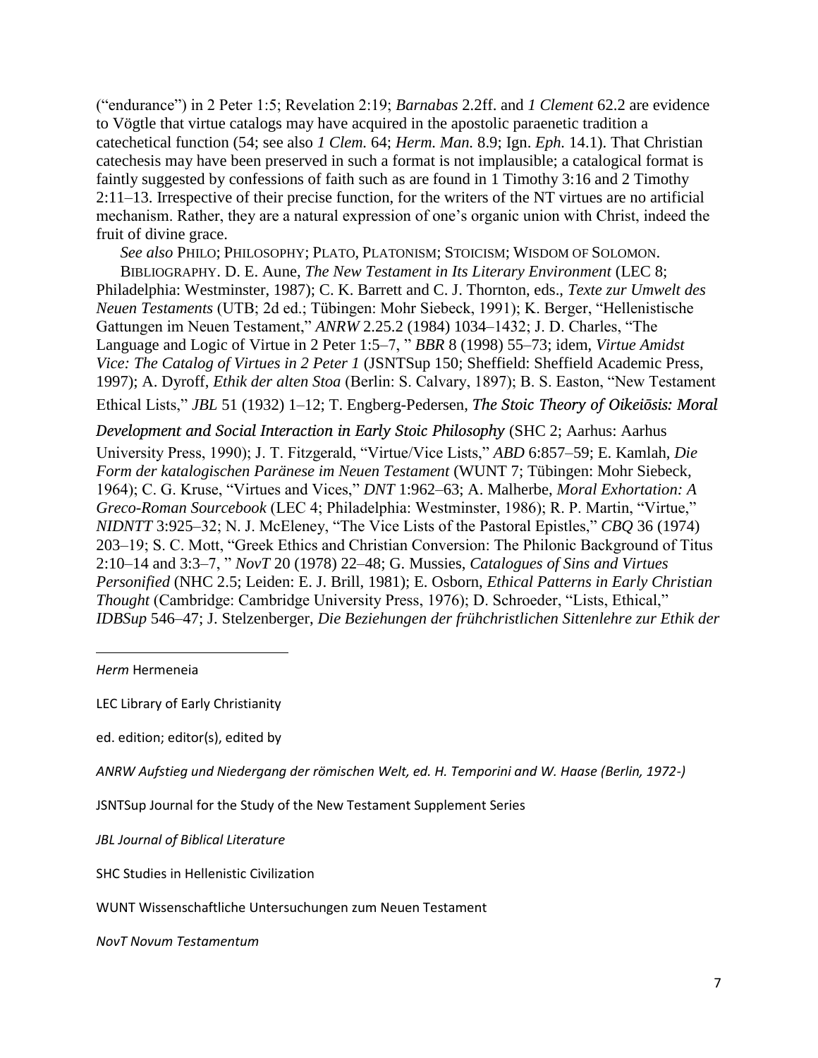("endurance") in 2 Peter 1:5; Revelation 2:19; *Barnabas* 2.2ff. and *1 Clement* 62.2 are evidence to Vögtle that virtue catalogs may have acquired in the apostolic paraenetic tradition a catechetical function (54; see also *1 Clem.* 64; *Herm. Man.* 8.9; Ign. *Eph.* 14.1). That Christian catechesis may have been preserved in such a format is not implausible; a catalogical format is faintly suggested by confessions of faith such as are found in 1 Timothy 3:16 and 2 Timothy 2:11–13. Irrespective of their precise function, for the writers of the NT virtues are no artificial mechanism. Rather, they are a natural expression of one's organic union with Christ, indeed the fruit of divine grace.

*See also* PHILO; PHILOSOPHY; PLATO, PLATONISM; STOICISM; WISDOM OF SOLOMON.

BIBLIOGRAPHY. D. E. Aune, *The New Testament in Its Literary Environment* (LEC 8; Philadelphia: Westminster, 1987); C. K. Barrett and C. J. Thornton, eds., *Texte zur Umwelt des Neuen Testaments* (UTB; 2d ed.; Tübingen: Mohr Siebeck, 1991); K. Berger, "Hellenistische Gattungen im Neuen Testament," *ANRW* 2.25.2 (1984) 1034–1432; J. D. Charles, "The Language and Logic of Virtue in 2 Peter 1:5–7, " *BBR* 8 (1998) 55–73; idem, *Virtue Amidst Vice: The Catalog of Virtues in 2 Peter 1* (JSNTSup 150; Sheffield: Sheffield Academic Press, 1997); A. Dyroff, *Ethik der alten Stoa* (Berlin: S. Calvary, 1897); B. S. Easton, "New Testament Ethical Lists," *JBL* 51 (1932) 1–12; T. Engberg-Pedersen, *The Stoic Theory of Oikeiōsis: Moral Development and Social Interaction in Early Stoic Philosophy* (SHC 2; Aarhus: Aarhus University Press, 1990); J. T. Fitzgerald, "Virtue/Vice Lists," *ABD* 6:857–59; E. Kamlah, *Die Form der katalogischen Paränese im Neuen Testament* (WUNT 7; Tübingen: Mohr Siebeck, 1964); C. G. Kruse, "Virtues and Vices," *DNT* 1:962–63; A. Malherbe, *Moral Exhortation: A Greco-Roman Sourcebook* (LEC 4; Philadelphia: Westminster, 1986); R. P. Martin, "Virtue," *NIDNTT* 3:925–32; N. J. McEleney, "The Vice Lists of the Pastoral Epistles," *CBQ* 36 (1974) 203–19; S. C. Mott, "Greek Ethics and Christian Conversion: The Philonic Background of Titus 2:10–14 and 3:3–7, " *NovT* 20 (1978) 22–48; G. Mussies, *Catalogues of Sins and Virtues Personified* (NHC 2.5; Leiden: E. J. Brill, 1981); E. Osborn, *Ethical Patterns in Early Christian Thought* (Cambridge: Cambridge University Press, 1976); D. Schroeder, "Lists, Ethical," *IDBSup* 546–47; J. Stelzenberger, *Die Beziehungen der frühchristlichen Sittenlehre zur Ethik der*

---

*Herm* Hermeneia

LEC Library of Early Christianity

ed. edition; editor(s), edited by

*ANRW Aufstieg und Niedergang der römischen Welt, ed. H. Temporini and W. Haase (Berlin, 1972-)*

JSNTSup Journal for the Study of the New Testament Supplement Series

*JBL Journal of Biblical Literature*

SHC Studies in Hellenistic Civilization

WUNT Wissenschaftliche Untersuchungen zum Neuen Testament

*NovT Novum Testamentum*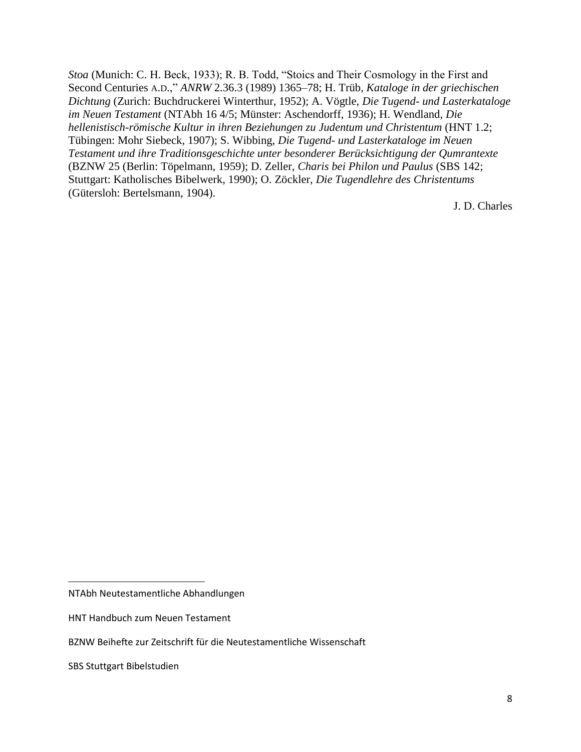*Stoa* (Munich: C. H. Beck, 1933); R. B. Todd, "Stoics and Their Cosmology in the First and Second Centuries A.D.," *ANRW* 2.36.3 (1989) 1365–78; H. Trüb, *Kataloge in der griechischen Dichtung* (Zurich: Buchdruckerei Winterthur, 1952); A. Vögtle, *Die Tugend- und Lasterkataloge im Neuen Testament* (NTAbh 16 4/5; Münster: Aschendorff, 1936); H. Wendland, *Die hellenistisch-römische Kultur in ihren Beziehungen zu Judentum und Christentum* (HNT 1.2; Tübingen: Mohr Siebeck, 1907); S. Wibbing, *Die Tugend- und Lasterkataloge im Neuen Testament und ihre Traditionsgeschichte unter besonderer Berücksichtigung der Qumrantexte* (BZNW 25 (Berlin: Töpelmann, 1959); D. Zeller, *Charis bei Philon und Paulus* (SBS 142; Stuttgart: Katholisches Bibelwerk, 1990); O. Zöckler, *Die Tugendlehre des Christentums* (Gütersloh: Bertelsmann, 1904).

J. D. Charles

---

NTAbh Neutestamentliche Abhandlungen

HNT Handbuch zum Neuen Testament

BZNW Beihefte zur Zeitschrift für die Neutestamentliche Wissenschaft

SBS Stuttgart Bibelstudien